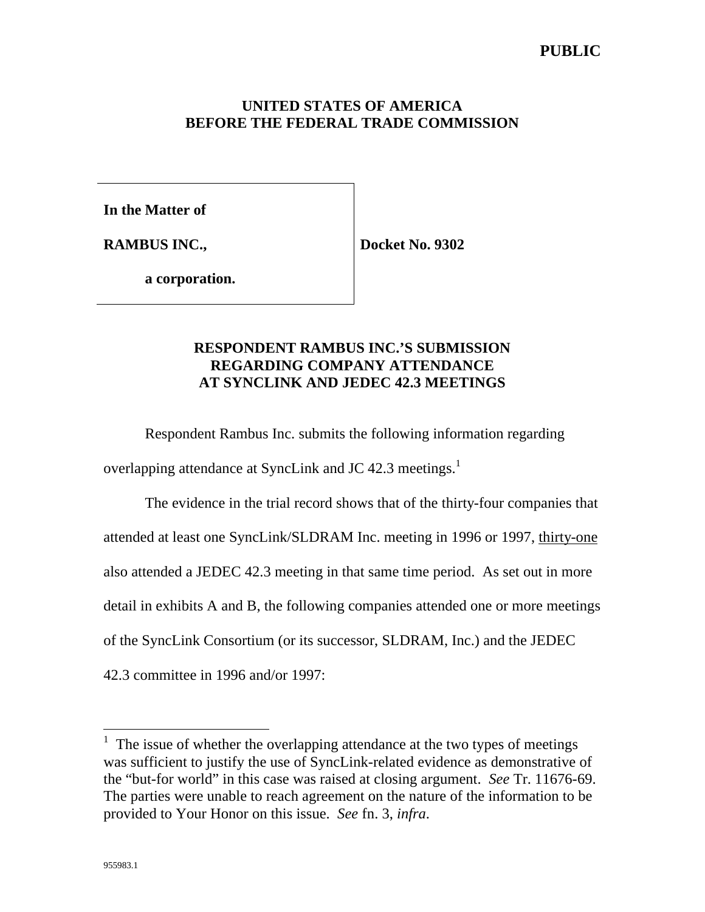**PUBLIC**

**UNITED STATES OF AMERICA**
**BEFORE THE FEDERAL TRADE COMMISSION**

| | |
|---|---|
| **In the Matter of** | |
| **RAMBUS INC.,** | **Docket No. 9302** |
| **a corporation.** | |

**RESPONDENT RAMBUS INC.'S SUBMISSION REGARDING COMPANY ATTENDANCE AT SYNCLINK AND JEDEC 42.3 MEETINGS**

Respondent Rambus Inc. submits the following information regarding overlapping attendance at SyncLink and JC 42.3 meetings.[1]

The evidence in the trial record shows that of the thirty-four companies that attended at least one SyncLink/SLDRAM Inc. meeting in 1996 or 1997, thirty-one also attended a JEDEC 42.3 meeting in that same time period. As set out in more detail in exhibits A and B, the following companies attended one or more meetings of the SyncLink Consortium (or its successor, SLDRAM, Inc.) and the JEDEC 42.3 committee in 1996 and/or 1997:

[1] The issue of whether the overlapping attendance at the two types of meetings was sufficient to justify the use of SyncLink-related evidence as demonstrative of the "but-for world" in this case was raised at closing argument. *See* Tr. 11676-69. The parties were unable to reach agreement on the nature of the information to be provided to Your Honor on this issue. *See* fn. 3, *infra*.

955983.1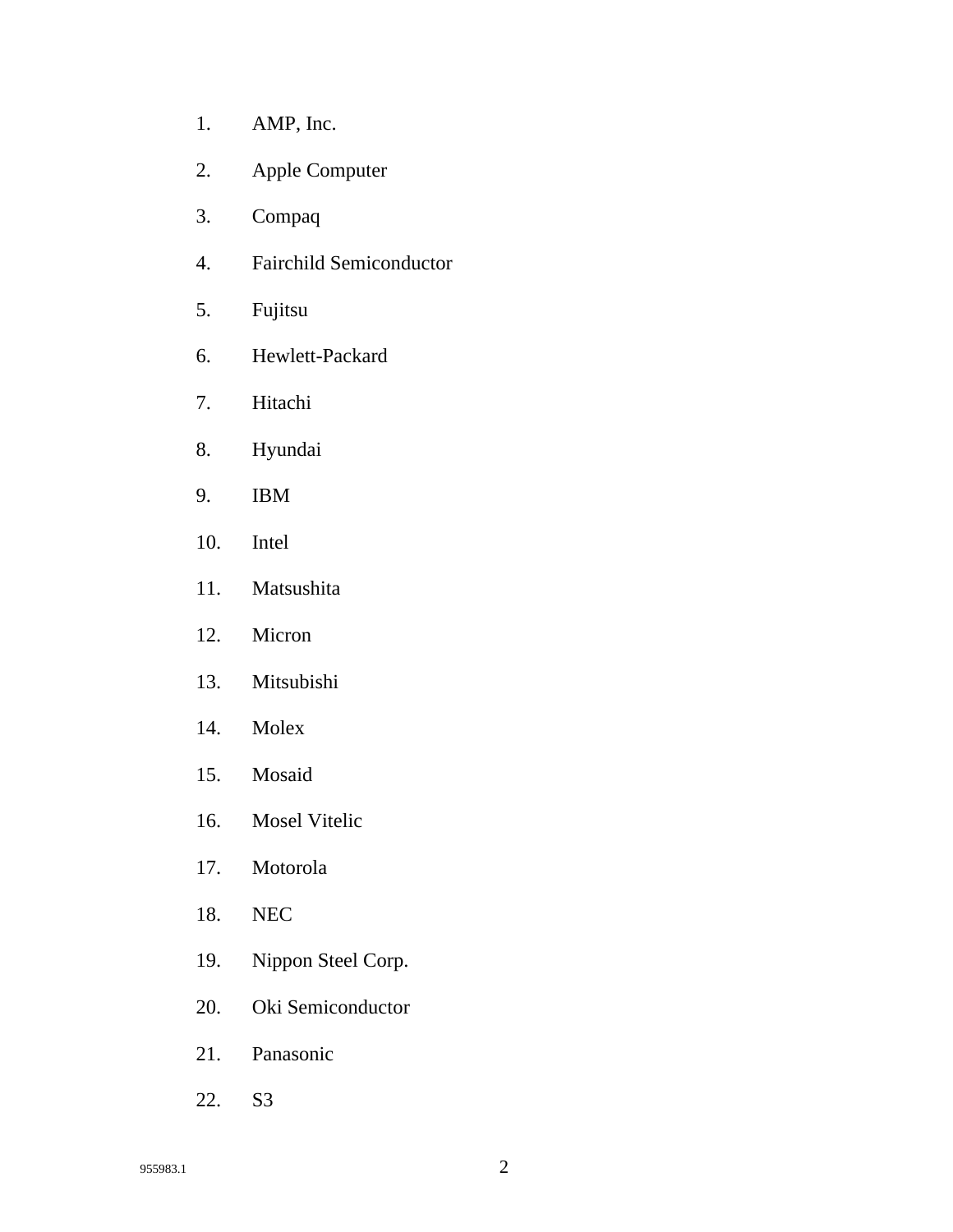1. AMP, Inc.
2. Apple Computer
3. Compaq
4. Fairchild Semiconductor
5. Fujitsu
6. Hewlett-Packard
7. Hitachi
8. Hyundai
9. IBM
10. Intel
11. Matsushita
12. Micron
13. Mitsubishi
14. Molex
15. Mosaid
16. Mosel Vitelic
17. Motorola
18. NEC
19. Nippon Steel Corp.
20. Oki Semiconductor
21. Panasonic
22. S3

955983.1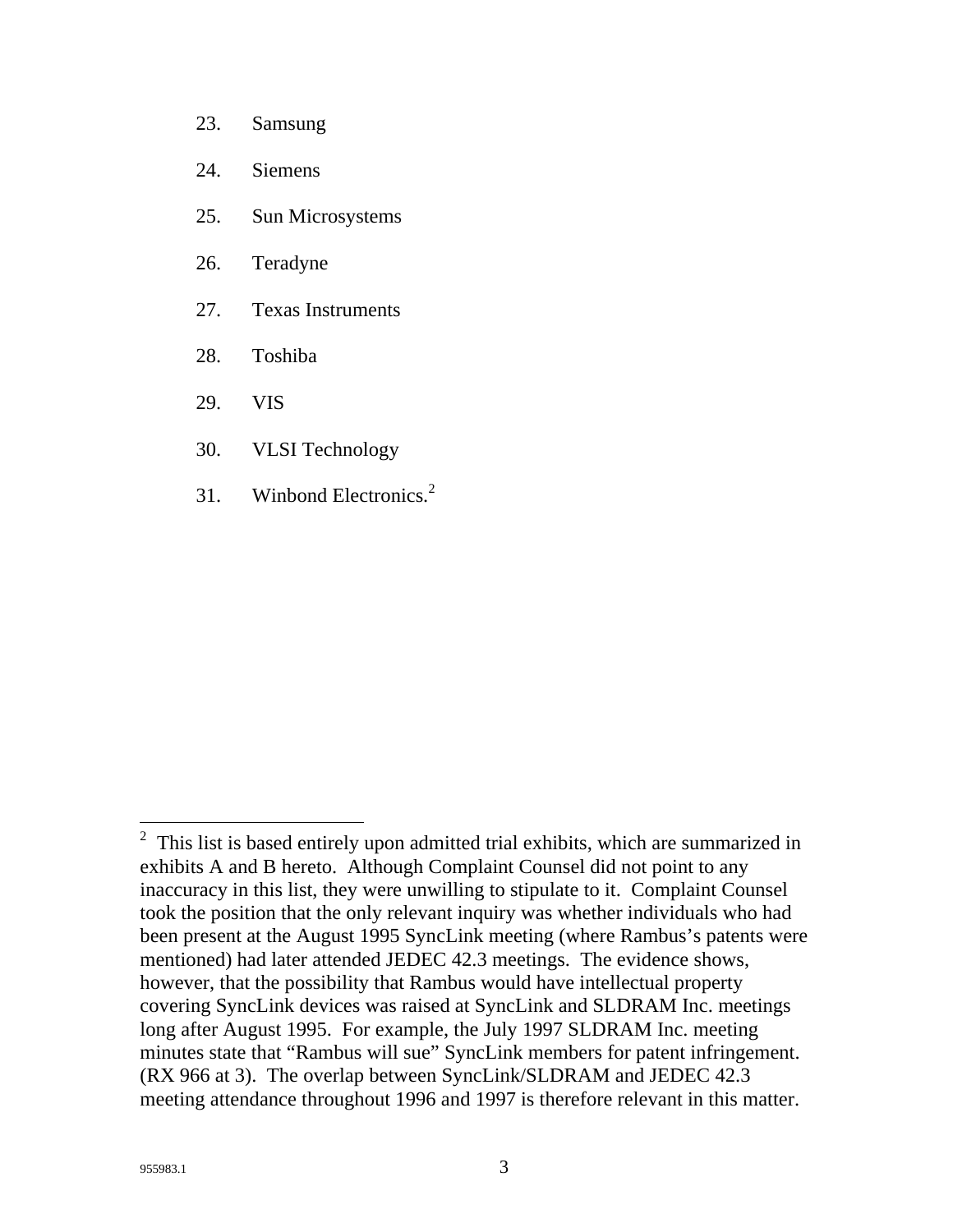23. Samsung

24. Siemens

25. Sun Microsystems

26. Teradyne

27. Texas Instruments

28. Toshiba

29. VIS

30. VLSI Technology

31. Winbond Electronics.[2]

---

[2] This list is based entirely upon admitted trial exhibits, which are summarized in exhibits A and B hereto. Although Complaint Counsel did not point to any inaccuracy in this list, they were unwilling to stipulate to it. Complaint Counsel took the position that the only relevant inquiry was whether individuals who had been present at the August 1995 SyncLink meeting (where Rambus's patents were mentioned) had later attended JEDEC 42.3 meetings. The evidence shows, however, that the possibility that Rambus would have intellectual property covering SyncLink devices was raised at SyncLink and SLDRAM Inc. meetings long after August 1995. For example, the July 1997 SLDRAM Inc. meeting minutes state that "Rambus will sue" SyncLink members for patent infringement. (RX 966 at 3). The overlap between SyncLink/SLDRAM and JEDEC 42.3 meeting attendance throughout 1996 and 1997 is therefore relevant in this matter.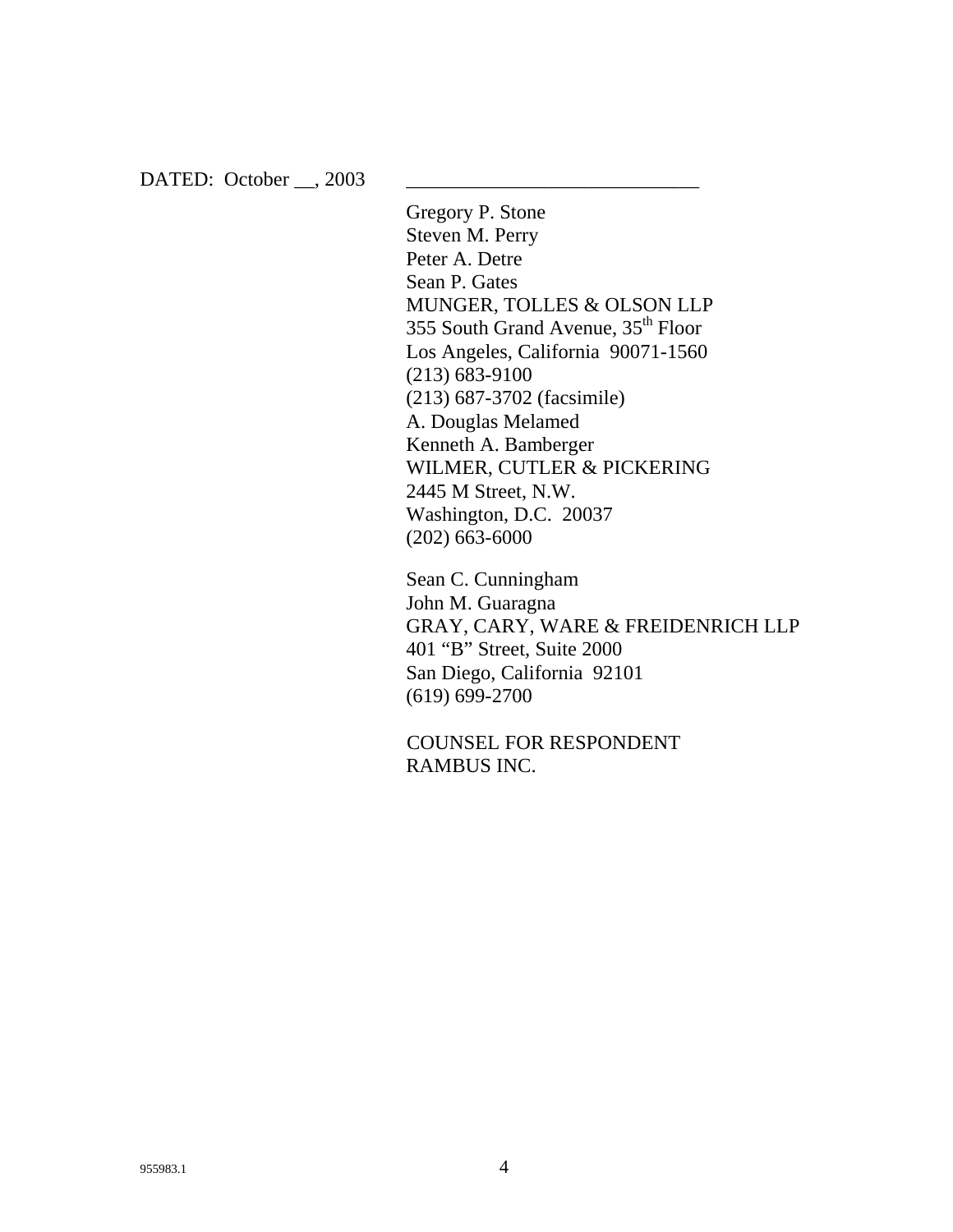DATED: October __, 2003 _____________________________

Gregory P. Stone
Steven M. Perry
Peter A. Detre
Sean P. Gates
MUNGER, TOLLES & OLSON LLP
355 South Grand Avenue, 35th Floor
Los Angeles, California 90071-1560
(213) 683-9100
(213) 687-3702 (facsimile)
A. Douglas Melamed
Kenneth A. Bamberger
WILMER, CUTLER & PICKERING
2445 M Street, N.W.
Washington, D.C. 20037
(202) 663-6000

Sean C. Cunningham
John M. Guaragna
GRAY, CARY, WARE & FREIDENRICH LLP
401 "B" Street, Suite 2000
San Diego, California 92101
(619) 699-2700

COUNSEL FOR RESPONDENT
RAMBUS INC.

955983.1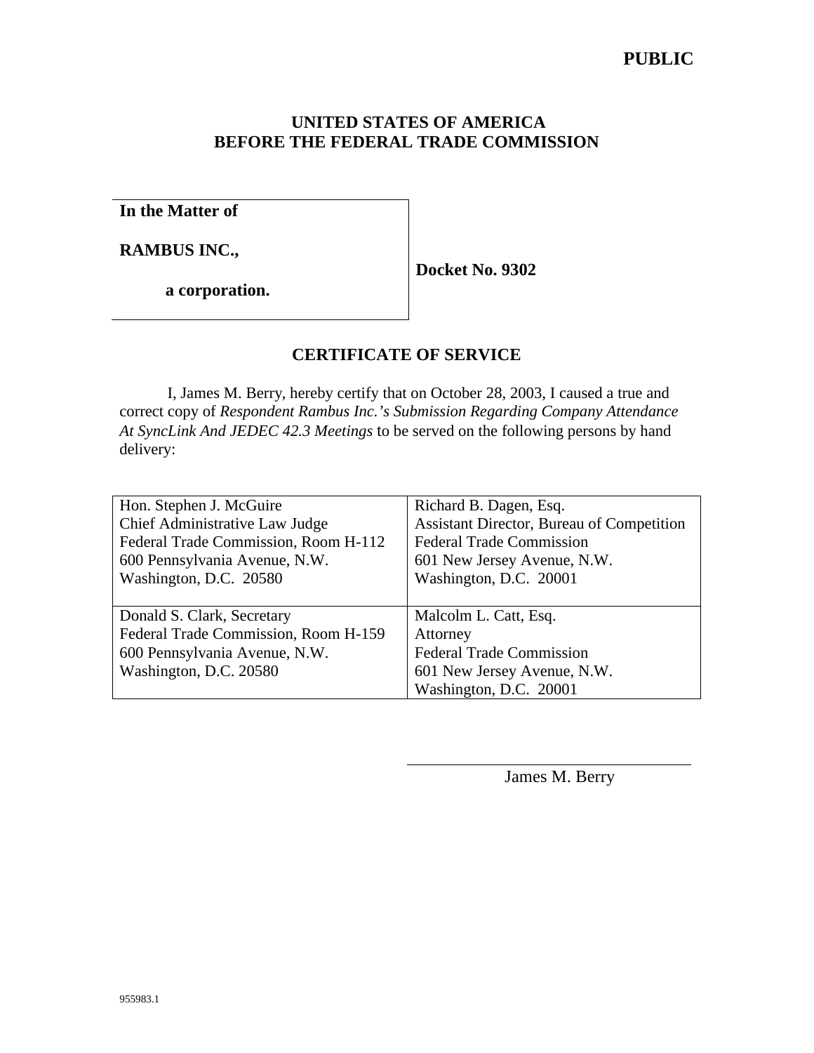**PUBLIC**

**UNITED STATES OF AMERICA**
**BEFORE THE FEDERAL TRADE COMMISSION**

| **In the Matter of**<br><br>**RAMBUS INC.,**<br><br>**a corporation.** | **Docket No. 9302** |
|---|---|

## CERTIFICATE OF SERVICE

I, James M. Berry, hereby certify that on October 28, 2003, I caused a true and correct copy of *Respondent Rambus Inc.'s Submission Regarding Company Attendance At SyncLink And JEDEC 42.3 Meetings* to be served on the following persons by hand delivery:

| | |
|---|---|
| Hon. Stephen J. McGuire<br>Chief Administrative Law Judge<br>Federal Trade Commission, Room H-112<br>600 Pennsylvania Avenue, N.W.<br>Washington, D.C. 20580 | Richard B. Dagen, Esq.<br>Assistant Director, Bureau of Competition<br>Federal Trade Commission<br>601 New Jersey Avenue, N.W.<br>Washington, D.C. 20001 |
| Donald S. Clark, Secretary<br>Federal Trade Commission, Room H-159<br>600 Pennsylvania Avenue, N.W.<br>Washington, D.C. 20580 | Malcolm L. Catt, Esq.<br>Attorney<br>Federal Trade Commission<br>601 New Jersey Avenue, N.W.<br>Washington, D.C. 20001 |

\_\_\_\_\_\_\_\_\_\_\_\_\_\_\_\_\_\_\_\_\_\_\_\_\_\_\_\_\_\_
James M. Berry

955983.1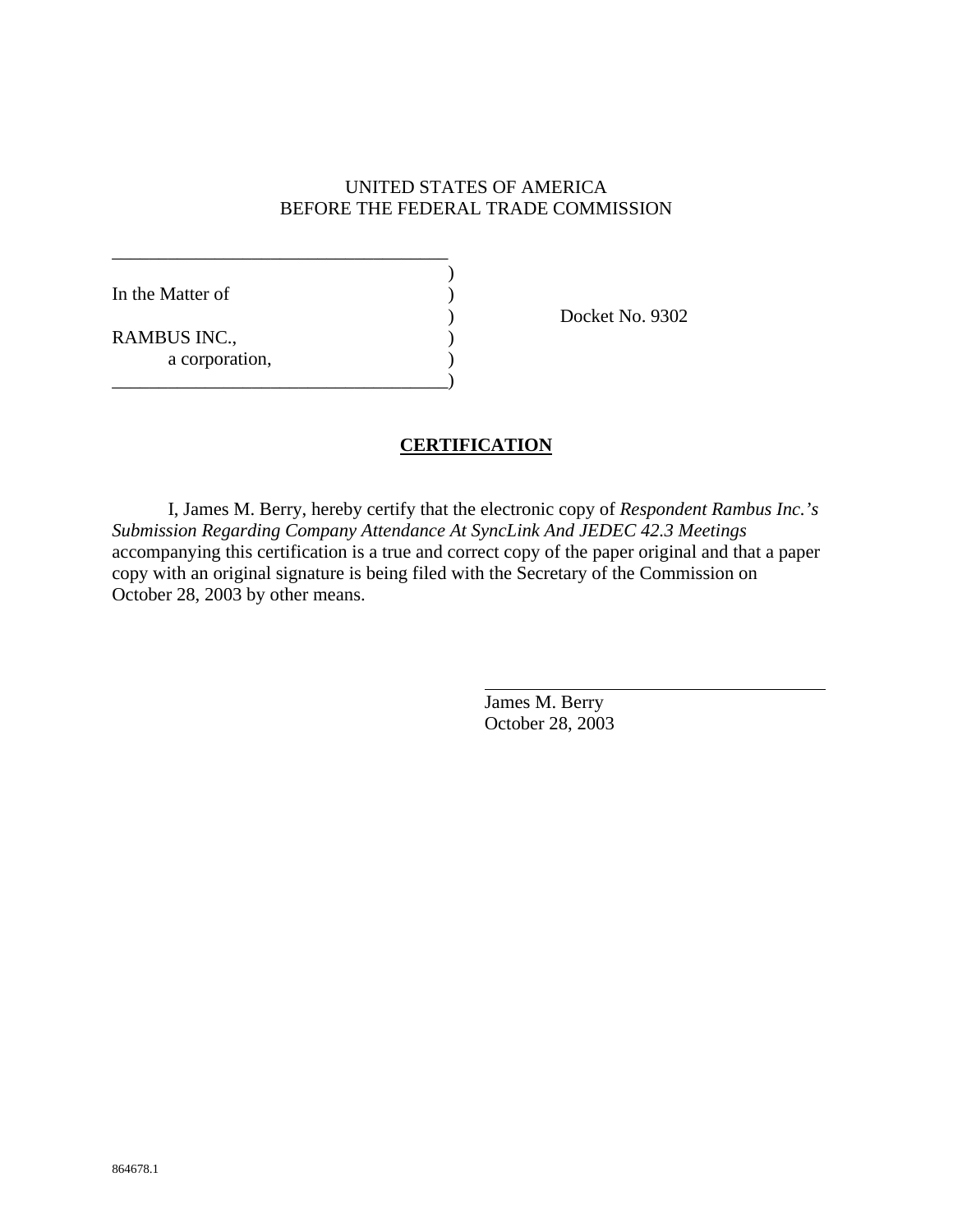UNITED STATES OF AMERICA
BEFORE THE FEDERAL TRADE COMMISSION

| | |
|---|---|
| In the Matter of<br><br>RAMBUS INC.,<br>a corporation, | Docket No. 9302 |

**CERTIFICATION**

I, James M. Berry, hereby certify that the electronic copy of *Respondent Rambus Inc.'s Submission Regarding Company Attendance At SyncLink And JEDEC 42.3 Meetings* accompanying this certification is a true and correct copy of the paper original and that a paper copy with an original signature is being filed with the Secretary of the Commission on October 28, 2003 by other means.

James M. Berry
October 28, 2003

864678.1